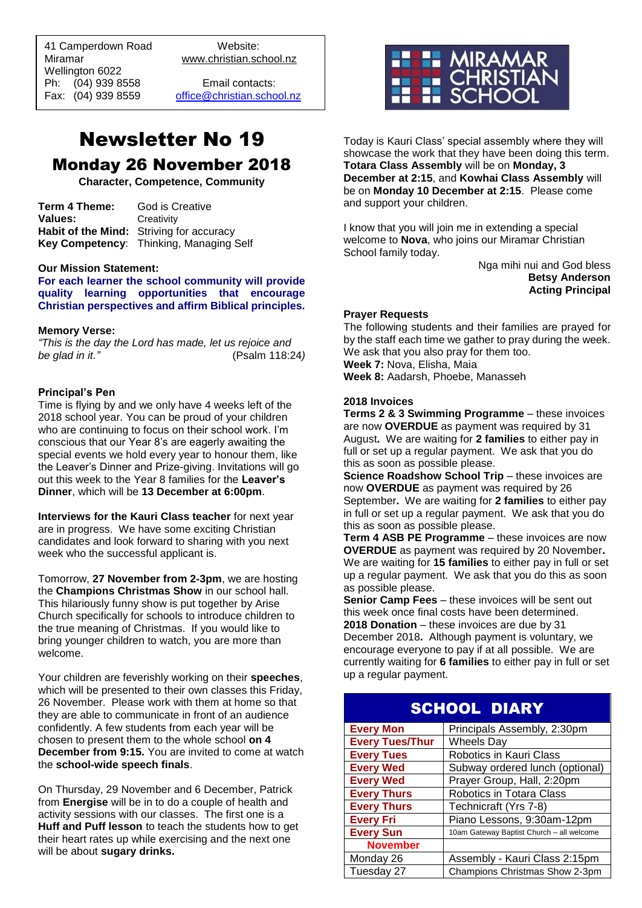41 Camperdown Road
Miramar
Wellington 6022
Ph: (04) 939 8558
Fax: (04) 939 8559

Website:
www.christian.school.nz

Email contacts:
office@christian.school.nz

MIRAMAR CHRISTIAN SCHOOL

# Newsletter No 19

## Monday 26 November 2018

**Character, Competence, Community**

**Term 4 Theme:** God is Creative
**Values:** Creativity
**Habit of the Mind:** Striving for accuracy
**Key Competency**: Thinking, Managing Self

**Our Mission Statement:**
**For each learner the school community will provide quality learning opportunities that encourage Christian perspectives and affirm Biblical principles.**

**Memory Verse:**
*"This is the day the Lord has made, let us rejoice and be glad in it."* (Psalm 118:24*)*

**Principal's Pen**
Time is flying by and we only have 4 weeks left of the 2018 school year. You can be proud of your children who are continuing to focus on their school work. I'm conscious that our Year 8's are eagerly awaiting the special events we hold every year to honour them, like the Leaver's Dinner and Prize-giving. Invitations will go out this week to the Year 8 families for the **Leaver's Dinner**, which will be **13 December at 6:00pm**.

**Interviews for the Kauri Class teacher** for next year are in progress. We have some exciting Christian candidates and look forward to sharing with you next week who the successful applicant is.

Tomorrow, **27 November from 2-3pm**, we are hosting the **Champions Christmas Show** in our school hall. This hilariously funny show is put together by Arise Church specifically for schools to introduce children to the true meaning of Christmas. If you would like to bring younger children to watch, you are more than welcome.

Your children are feverishly working on their **speeches**, which will be presented to their own classes this Friday, 26 November. Please work with them at home so that they are able to communicate in front of an audience confidently. A few students from each year will be chosen to present them to the whole school **on 4 December from 9:15.** You are invited to come at watch the **school-wide speech finals**.

On Thursday, 29 November and 6 December, Patrick from **Energise** will be in to do a couple of health and activity sessions with our classes. The first one is a **Huff and Puff lesson** to teach the students how to get their heart rates up while exercising and the next one will be about **sugary drinks.**

Today is Kauri Class' special assembly where they will showcase the work that they have been doing this term. **Totara Class Assembly** will be on **Monday, 3 December at 2:15**, and **Kowhai Class Assembly** will be on **Monday 10 December at 2:15**. Please come and support your children.

I know that you will join me in extending a special welcome to **Nova**, who joins our Miramar Christian School family today.

Nga mihi nui and God bless
**Betsy Anderson**
**Acting Principal**

**Prayer Requests**
The following students and their families are prayed for by the staff each time we gather to pray during the week. We ask that you also pray for them too.
**Week 7:** Nova, Elisha, Maia
**Week 8:** Aadarsh, Phoebe, Manasseh

**2018 Invoices**
**Terms 2 & 3 Swimming Programme** – these invoices are now **OVERDUE** as payment was required by 31 August**.** We are waiting for **2 families** to either pay in full or set up a regular payment. We ask that you do this as soon as possible please.
**Science Roadshow School Trip** – these invoices are now **OVERDUE** as payment was required by 26 September**.** We are waiting for **2 families** to either pay in full or set up a regular payment. We ask that you do this as soon as possible please.
**Term 4 ASB PE Programme** – these invoices are now **OVERDUE** as payment was required by 20 November**.** We are waiting for **15 families** to either pay in full or set up a regular payment. We ask that you do this as soon as possible please.
**Senior Camp Fees** – these invoices will be sent out this week once final costs have been determined.
**2018 Donation** – these invoices are due by 31 December 2018**.** Although payment is voluntary, we encourage everyone to pay if at all possible. We are currently waiting for **6 families** to either pay in full or set up a regular payment.

| SCHOOL DIARY | |
|---|---|
| **Every Mon** | Principals Assembly, 2:30pm |
| **Every Tues/Thur** | Wheels Day |
| **Every Tues** | Robotics in Kauri Class |
| **Every Wed** | Subway ordered lunch (optional) |
| **Every Wed** | Prayer Group, Hall, 2:20pm |
| **Every Thurs** | Robotics in Totara Class |
| **Every Thurs** | Technicraft (Yrs 7-8) |
| **Every Fri** | Piano Lessons, 9:30am-12pm |
| **Every Sun** | 10am Gateway Baptist Church – all welcome |
| **November** | |
| Monday 26 | Assembly - Kauri Class 2:15pm |
| Tuesday 27 | Champions Christmas Show 2-3pm |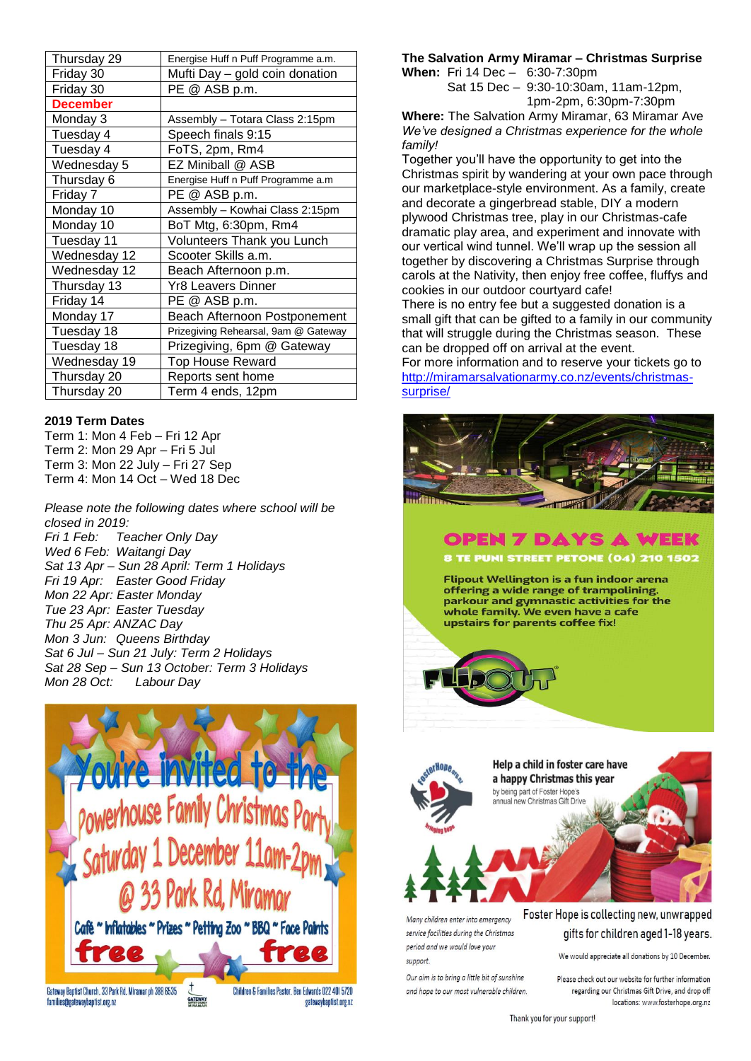| Thursday 29 | Energise Huff n Puff Programme a.m. |
|---|---|
| Friday 30 | Mufti Day – gold coin donation |
| Friday 30 | PE @ ASB p.m. |
| **December** | |
| Monday 3 | Assembly – Totara Class 2:15pm |
| Tuesday 4 | Speech finals 9:15 |
| Tuesday 4 | FoTS, 2pm, Rm4 |
| Wednesday 5 | EZ Miniball @ ASB |
| Thursday 6 | Energise Huff n Puff Programme a.m |
| Friday 7 | PE @ ASB p.m. |
| Monday 10 | Assembly – Kowhai Class 2:15pm |
| Monday 10 | BoT Mtg, 6:30pm, Rm4 |
| Tuesday 11 | Volunteers Thank you Lunch |
| Wednesday 12 | Scooter Skills a.m. |
| Wednesday 12 | Beach Afternoon p.m. |
| Thursday 13 | Yr8 Leavers Dinner |
| Friday 14 | PE @ ASB p.m. |
| Monday 17 | Beach Afternoon Postponement |
| Tuesday 18 | Prizegiving Rehearsal, 9am @ Gateway |
| Tuesday 18 | Prizegiving, 6pm @ Gateway |
| Wednesday 19 | Top House Reward |
| Thursday 20 | Reports sent home |
| Thursday 20 | Term 4 ends, 12pm |

**2019 Term Dates**

Term 1: Mon 4 Feb – Fri 12 Apr
Term 2: Mon 29 Apr – Fri 5 Jul
Term 3: Mon 22 July – Fri 27 Sep
Term 4: Mon 14 Oct – Wed 18 Dec

*Please note the following dates where school will be closed in 2019:*
*Fri 1 Feb: Teacher Only Day*
*Wed 6 Feb: Waitangi Day*
*Sat 13 Apr – Sun 28 April: Term 1 Holidays*
*Fri 19 Apr: Easter Good Friday*
*Mon 22 Apr: Easter Monday*
*Tue 23 Apr: Easter Tuesday*
*Thu 25 Apr: ANZAC Day*
*Mon 3 Jun: Queens Birthday*
*Sat 6 Jul – Sun 21 July: Term 2 Holidays*
*Sat 28 Sep – Sun 13 October: Term 3 Holidays*
*Mon 28 Oct: Labour Day*

You're invited to the Powerhouse Family Christmas Party
Saturday 1 December 11am-2pm
@ 33 Park Rd, Miramar
Café ~ Inflatables ~ Prizes ~ Petting Zoo ~ BBQ ~ Face Paints
free free

Gateway Baptist Church, 33 Park Rd, Miramar ph 388 6535 families@gatewaybaptist.org.nz
Children & Families Pastor, Ben Edwards 022 401 5720 gatewaybaptist.org.nz

**The Salvation Army Miramar – Christmas Surprise**

**When:** Fri 14 Dec – 6:30-7:30pm
Sat 15 Dec – 9:30-10:30am, 11am-12pm, 1pm-2pm, 6:30pm-7:30pm

**Where:** The Salvation Army Miramar, 63 Miramar Ave

*We've designed a Christmas experience for the whole family!*

Together you'll have the opportunity to get into the Christmas spirit by wandering at your own pace through our marketplace-style environment. As a family, create and decorate a gingerbread stable, DIY a modern plywood Christmas tree, play in our Christmas-cafe dramatic play area, and experiment and innovate with our vertical wind tunnel. We'll wrap up the session all together by discovering a Christmas Surprise through carols at the Nativity, then enjoy free coffee, fluffys and cookies in our outdoor courtyard cafe!

There is no entry fee but a suggested donation is a small gift that can be gifted to a family in our community that will struggle during the Christmas season. These can be dropped off on arrival at the event.

For more information and to reserve your tickets go to http://miramarsalvationarmy.co.nz/events/christmas-surprise/

OPEN 7 DAYS A WEEK
8 TE PUNI STREET PETONE (04) 210 1502

Flipout Wellington is a fun indoor arena offering a wide range of trampolining, parkour and gymnastic activities for the whole family. We even have a cafe upstairs for parents coffee fix!

FLIPOUT

Help a child in foster care have a happy Christmas this year by being part of Foster Hope's annual new Christmas Gift Drive

Many children enter into emergency service facilities during the Christmas period and we would love your support.

Our aim is to bring a little bit of sunshine and hope to our most vulnerable children.

Foster Hope is collecting new, unwrapped gifts for children aged 1-18 years.

We would appreciate all donations by 10 December.

Please check out our website for further information regarding our Christmas Gift Drive, and drop off locations: www.fosterhope.org.nz

Thank you for your support!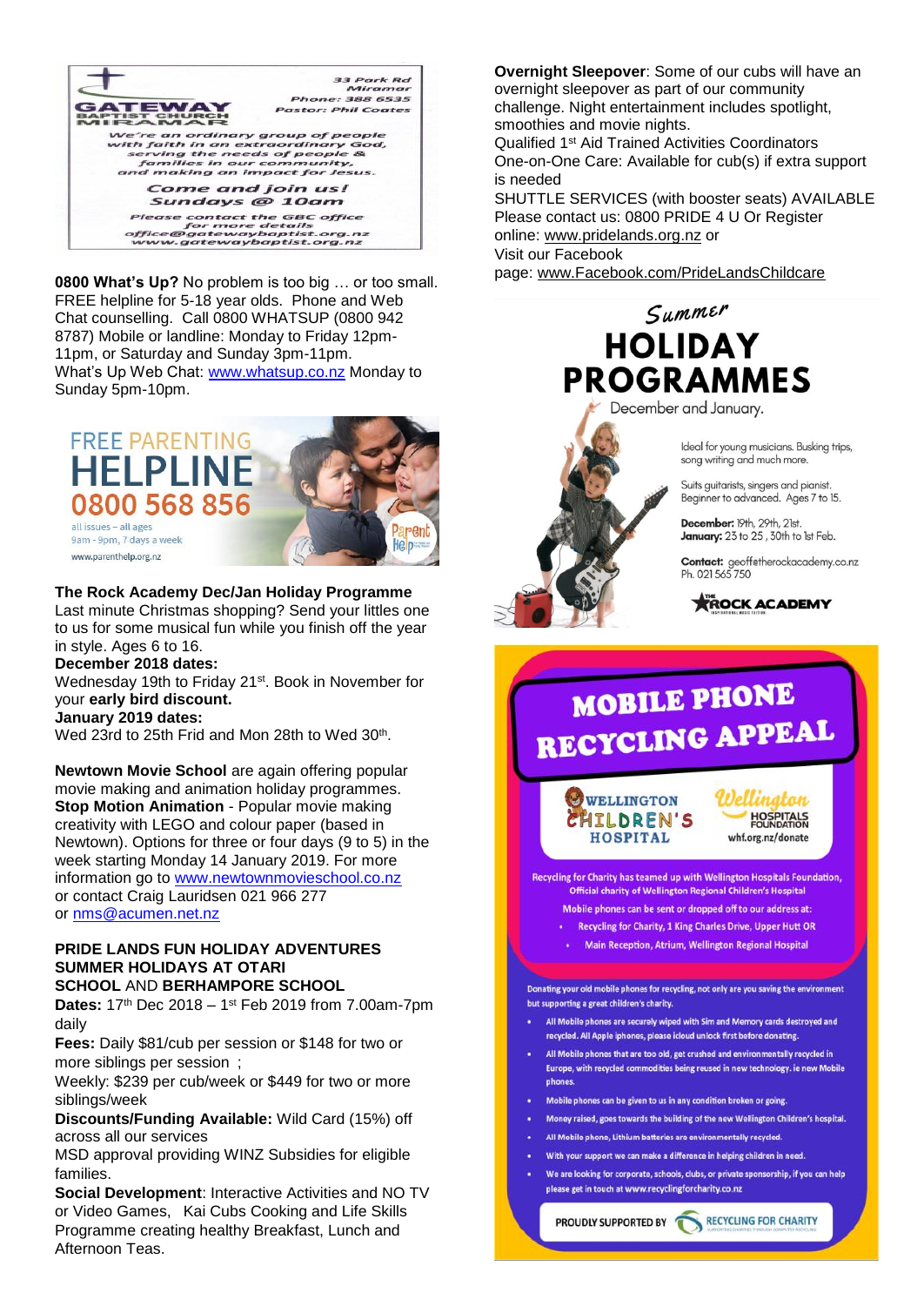GATEWAY
BAPTIST CHURCH
MIRAMAR

33 Park Rd
Miramar
Phone: 388 6535
Pastor: Phil Coates

We're an ordinary group of people with faith in an extraordinary God, serving the needs of people & families in our community, and making an impact for Jesus.

Come and join us!
Sundays @ 10am

Please contact the GBC office for more details
office@gatewaybaptist.org.nz
www.gatewaybaptist.org.nz

**0800 What's Up?** No problem is too big … or too small. FREE helpline for 5-18 year olds. Phone and Web Chat counselling. Call 0800 WHATSUP (0800 942 8787) Mobile or landline: Monday to Friday 12pm-11pm, or Saturday and Sunday 3pm-11pm. What's Up Web Chat: www.whatsup.co.nz Monday to Sunday 5pm-10pm.

FREE PARENTING
HELPLINE
0800 568 856
all issues – all ages
9am - 9pm, 7 days a week
www.parenthelp.org.nz
Parent Help

**The Rock Academy Dec/Jan Holiday Programme**
Last minute Christmas shopping? Send your littles one to us for some musical fun while you finish off the year in style. Ages 6 to 16.
**December 2018 dates:**
Wednesday 19th to Friday 21st. Book in November for your **early bird discount.**
**January 2019 dates:**
Wed 23rd to 25th Frid and Mon 28th to Wed 30th.

**Newtown Movie School** are again offering popular movie making and animation holiday programmes. **Stop Motion Animation** - Popular movie making creativity with LEGO and colour paper (based in Newtown). Options for three or four days (9 to 5) in the week starting Monday 14 January 2019. For more information go to www.newtownmovieschool.co.nz or contact Craig Lauridsen 021 966 277 or nms@acumen.net.nz

**PRIDE LANDS FUN HOLIDAY ADVENTURES**
**SUMMER HOLIDAYS AT OTARI SCHOOL** AND **BERHAMPORE SCHOOL**
**Dates:** 17th Dec 2018 – 1st Feb 2019 from 7.00am-7pm daily
**Fees:** Daily $81/cub per session or $148 for two or more siblings per session ;
Weekly: $239 per cub/week or $449 for two or more siblings/week
**Discounts/Funding Available:** Wild Card (15%) off across all our services
MSD approval providing WINZ Subsidies for eligible families.
**Social Development**: Interactive Activities and NO TV or Video Games, Kai Cubs Cooking and Life Skills Programme creating healthy Breakfast, Lunch and Afternoon Teas.

**Overnight Sleepover**: Some of our cubs will have an overnight sleepover as part of our community challenge. Night entertainment includes spotlight, smoothies and movie nights.
Qualified 1st Aid Trained Activities Coordinators
One-on-One Care: Available for cub(s) if extra support is needed
SHUTTLE SERVICES (with booster seats) AVAILABLE
Please contact us: 0800 PRIDE 4 U Or Register online: www.pridelands.org.nz or
Visit our Facebook page: www.Facebook.com/PrideLandsChildcare

*Summer*
**HOLIDAY PROGRAMMES**
December and January.

Ideal for young musicians. Busking trips, song writing and much more.

Suits guitarists, singers and pianist. Beginner to advanced. Ages 7 to 15.

**December:** 19th, 20th, 21st.
**January:** 23 to 25, 30th to 1st Feb.

**Contact:** geoff@therockacademy.co.nz
Ph. 021 565 750

THE ROCK ACADEMY

**MOBILE PHONE RECYCLING APPEAL**

WELLINGTON CHILDREN'S HOSPITAL
Wellington HOSPITALS FOUNDATION
whf.org.nz/donate

Recycling for Charity has teamed up with Wellington Hospitals Foundation, Official charity of Wellington Regional Children's Hospital
Mobile phones can be sent or dropped off to our address at:
- Recycling for Charity, 1 King Charles Drive, Upper Hutt OR
- Main Reception, Atrium, Wellington Regional Hospital

Donating your old mobile phones for recycling, not only are you saving the environment but supporting a great children's charity.

- All Mobile phones are securely wiped with Sim and Memory cards destroyed and recycled. All Apple iphones, please icloud unlock first before donating.
- All Mobile phones that are too old, get crushed and environmentally recycled in Europe, with recycled commodities being reused in new technology. ie new Mobile phones.
- Mobile phones can be given to us in any condition broken or going.
- Money raised, goes towards the building of the new Wellington Children's hospital.
- All Mobile phone, Lithium batteries are environmentally recycled.
- With your support we can make a difference in helping children in need.
- We are looking for corporate, schools, clubs, or private sponsorship, if you can help please get in touch at www.recyclingforcharity.co.nz

PROUDLY SUPPORTED BY RECYCLING FOR CHARITY